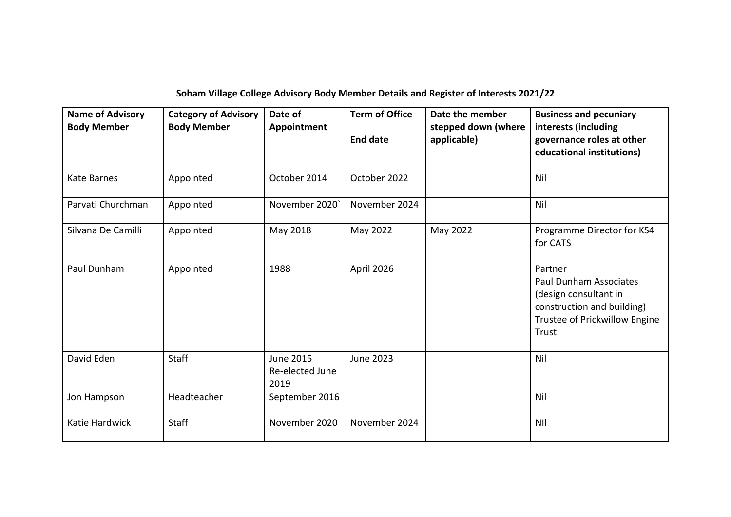# Soham Village College Advisory Body Member Details and Register of Interests 2021/22

| Name of Advisory Body Member | Category of Advisory Body Member | Date of Appointment | Term of Office<br><br>End date | Date the member stepped down (where applicable) | Business and pecuniary interests (including governance roles at other educational institutions) |
|---|---|---|---|---|---|
| Kate Barnes | Appointed | October 2014 | October 2022 | | Nil |
| Parvati Churchman | Appointed | November 2020` | November 2024 | | Nil |
| Silvana De Camilli | Appointed | May 2018 | May 2022 | May 2022 | Programme Director for KS4 for CATS |
| Paul Dunham | Appointed | 1988 | April 2026 | | Partner<br>Paul Dunham Associates (design consultant in construction and building)<br>Trustee of Prickwillow Engine Trust |
| David Eden | Staff | June 2015<br>Re-elected June 2019 | June 2023 | | Nil |
| Jon Hampson | Headteacher | September 2016 | | | Nil |
| Katie Hardwick | Staff | November 2020 | November 2024 | | NIl |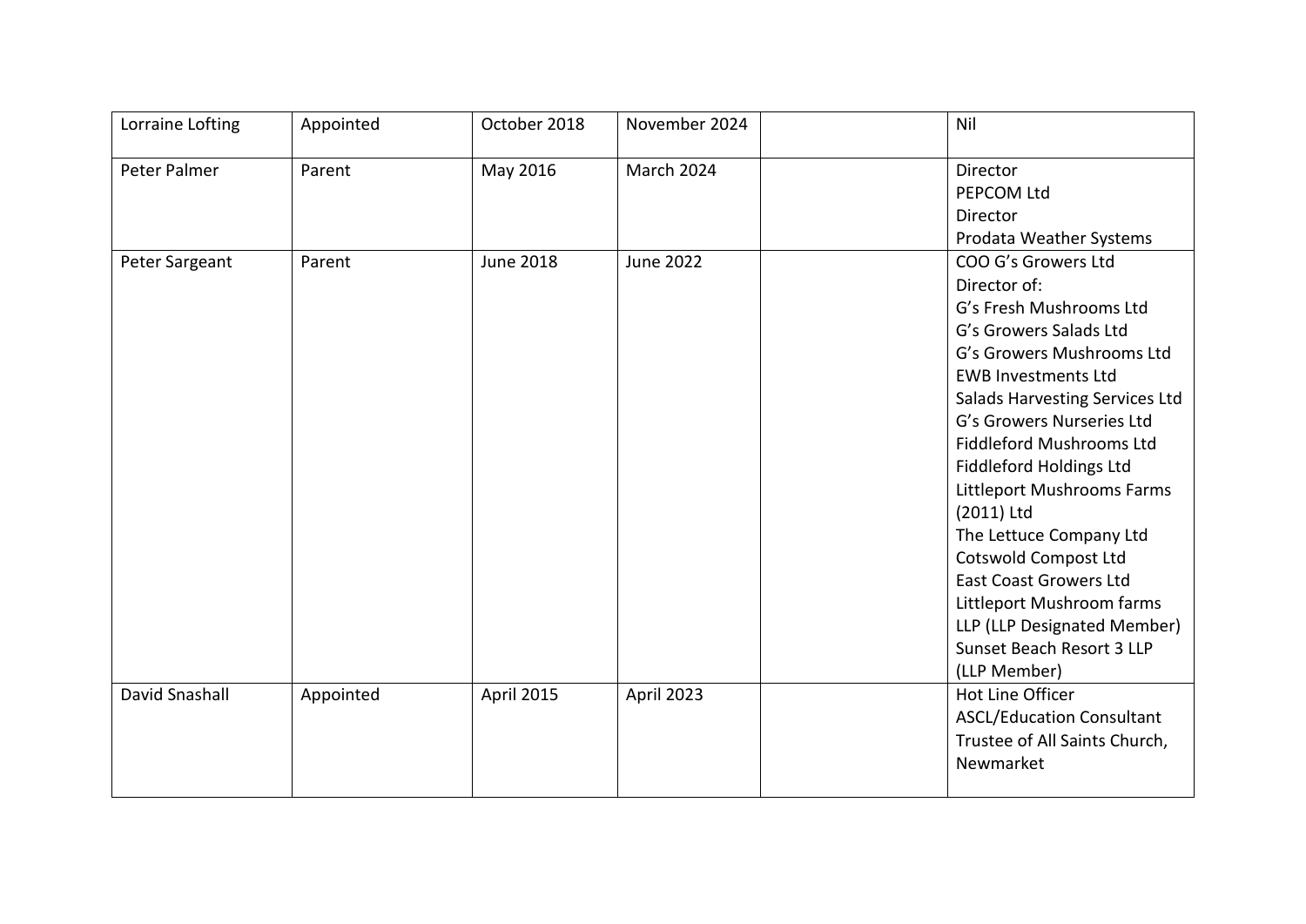| | | | | | |
|---|---|---|---|---|---|
| Lorraine Lofting | Appointed | October 2018 | November 2024 | | Nil |
| Peter Palmer | Parent | May 2016 | March 2024 | | Director<br>PEPCOM Ltd<br>Director<br>Prodata Weather Systems |
| Peter Sargeant | Parent | June 2018 | June 2022 | | COO G's Growers Ltd<br>Director of:<br>G's Fresh Mushrooms Ltd<br>G's Growers Salads Ltd<br>G's Growers Mushrooms Ltd<br>EWB Investments Ltd<br>Salads Harvesting Services Ltd<br>G's Growers Nurseries Ltd<br>Fiddleford Mushrooms Ltd<br>Fiddleford Holdings Ltd<br>Littleport Mushrooms Farms (2011) Ltd<br>The Lettuce Company Ltd<br>Cotswold Compost Ltd<br>East Coast Growers Ltd<br>Littleport Mushroom farms LLP (LLP Designated Member)<br>Sunset Beach Resort 3 LLP (LLP Member) |
| David Snashall | Appointed | April 2015 | April 2023 | | Hot Line Officer<br>ASCL/Education Consultant<br>Trustee of All Saints Church, Newmarket |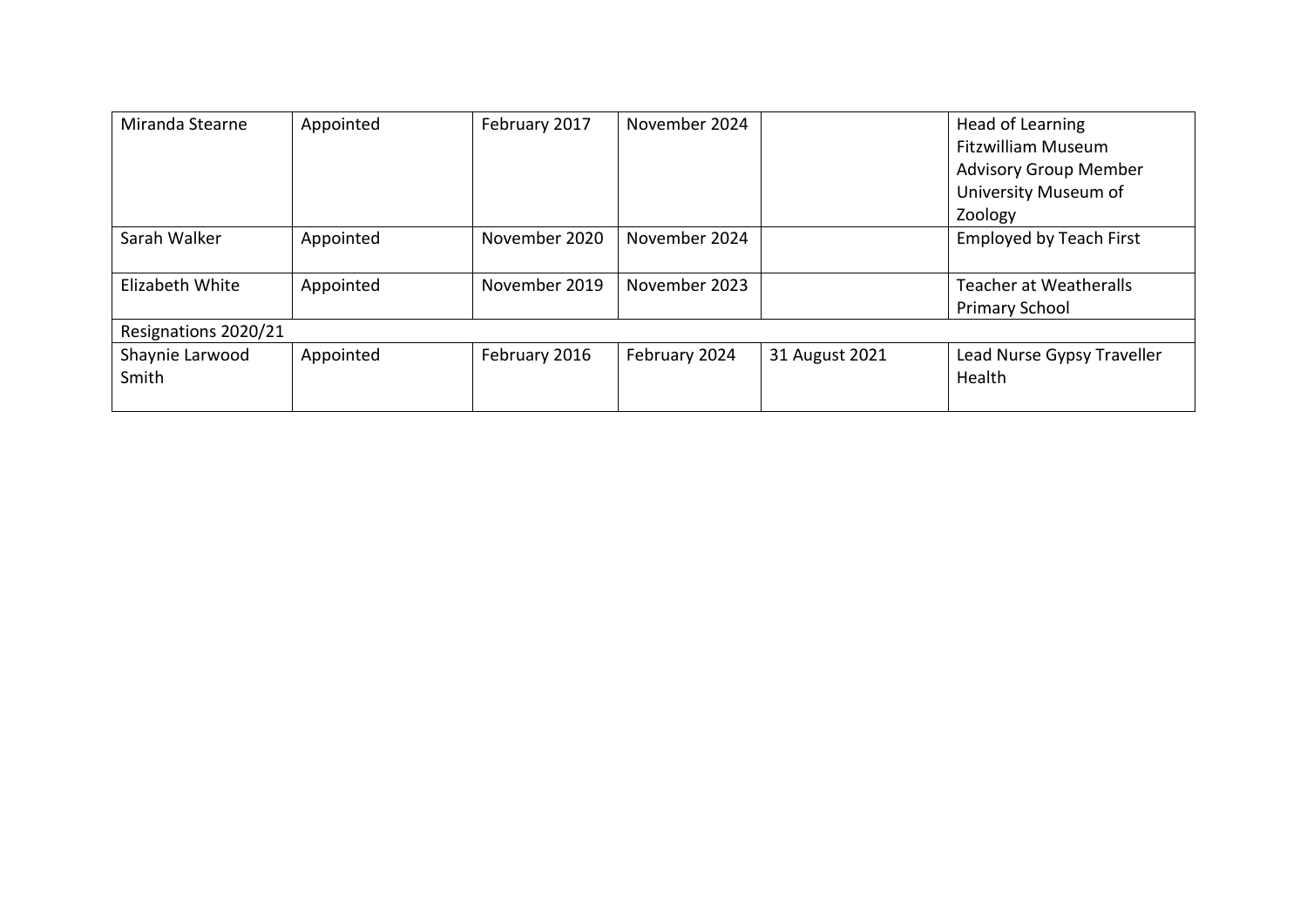| | | | | | |
|---|---|---|---|---|---|
| Miranda Stearne | Appointed | February 2017 | November 2024 | | Head of Learning Fitzwilliam Museum Advisory Group Member University Museum of Zoology |
| Sarah Walker | Appointed | November 2020 | November 2024 | | Employed by Teach First |
| Elizabeth White | Appointed | November 2019 | November 2023 | | Teacher at Weatheralls Primary School |
| Resignations 2020/21 | | | | | |
| Shaynie Larwood Smith | Appointed | February 2016 | February 2024 | 31 August 2021 | Lead Nurse Gypsy Traveller Health |